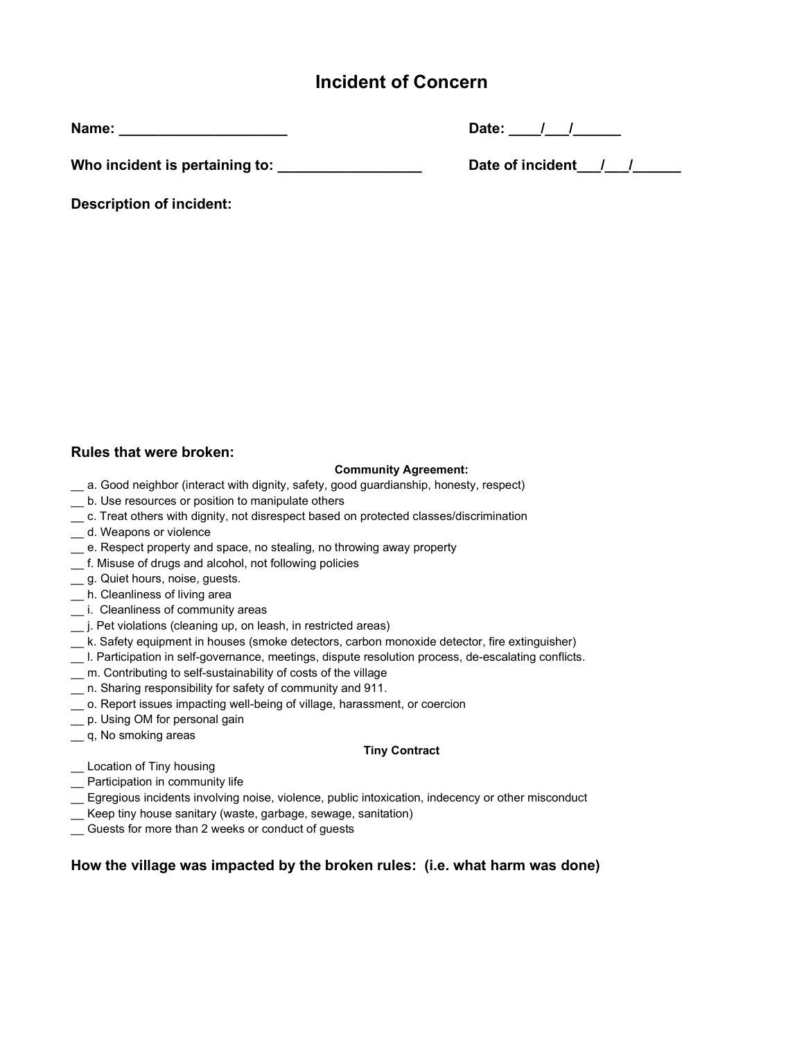# Incident of Concern

**Name: ____________________** **Date: ____/___/______**

**Who incident is pertaining to: _________________** **Date of incident___/___/______**

**Description of incident:**

**Rules that were broken:**

**Community Agreement:**

__ a. Good neighbor (interact with dignity, safety, good guardianship, honesty, respect)
__ b. Use resources or position to manipulate others
__ c. Treat others with dignity, not disrespect based on protected classes/discrimination
__ d. Weapons or violence
__ e. Respect property and space, no stealing, no throwing away property
__ f. Misuse of drugs and alcohol, not following policies
__ g. Quiet hours, noise, guests.
__ h. Cleanliness of living area
__ i. Cleanliness of community areas
__ j. Pet violations (cleaning up, on leash, in restricted areas)
__ k. Safety equipment in houses (smoke detectors, carbon monoxide detector, fire extinguisher)
__ l. Participation in self-governance, meetings, dispute resolution process, de-escalating conflicts.
__ m. Contributing to self-sustainability of costs of the village
__ n. Sharing responsibility for safety of community and 911.
__ o. Report issues impacting well-being of village, harassment, or coercion
__ p. Using OM for personal gain
__ q, No smoking areas

**Tiny Contract**

__ Location of Tiny housing
__ Participation in community life
__ Egregious incidents involving noise, violence, public intoxication, indecency or other misconduct
__ Keep tiny house sanitary (waste, garbage, sewage, sanitation)
__ Guests for more than 2 weeks or conduct of guests

**How the village was impacted by the broken rules: (i.e. what harm was done)**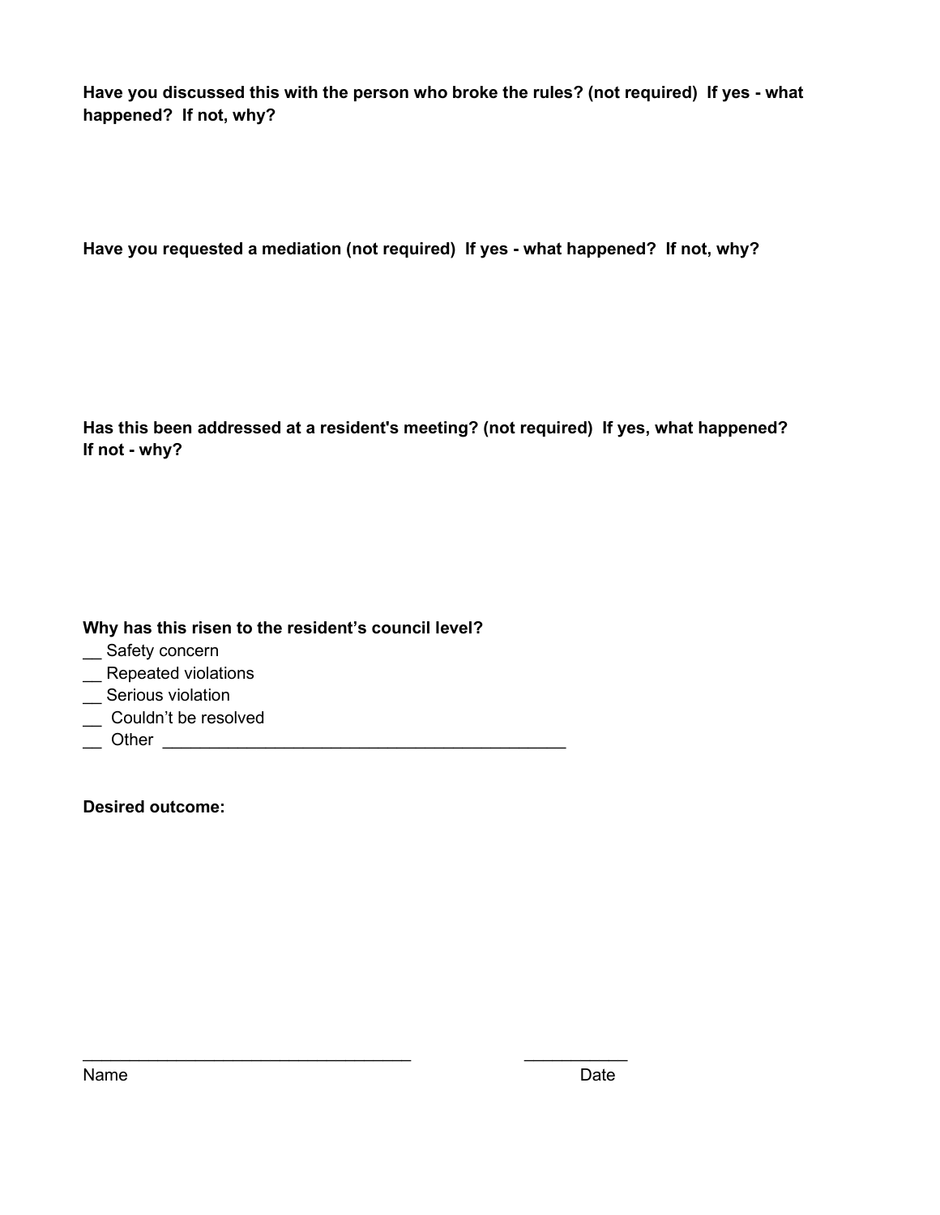**Have you discussed this with the person who broke the rules? (not required) If yes - what happened? If not, why?**

**Have you requested a mediation (not required) If yes - what happened? If not, why?**

**Has this been addressed at a resident's meeting? (not required) If yes, what happened? If not - why?**

**Why has this risen to the resident's council level?**

__ Safety concern
__ Repeated violations
__ Serious violation
__ Couldn't be resolved
__ Other ____________________________________________

**Desired outcome:**

____________________________________ ___________
Name Date